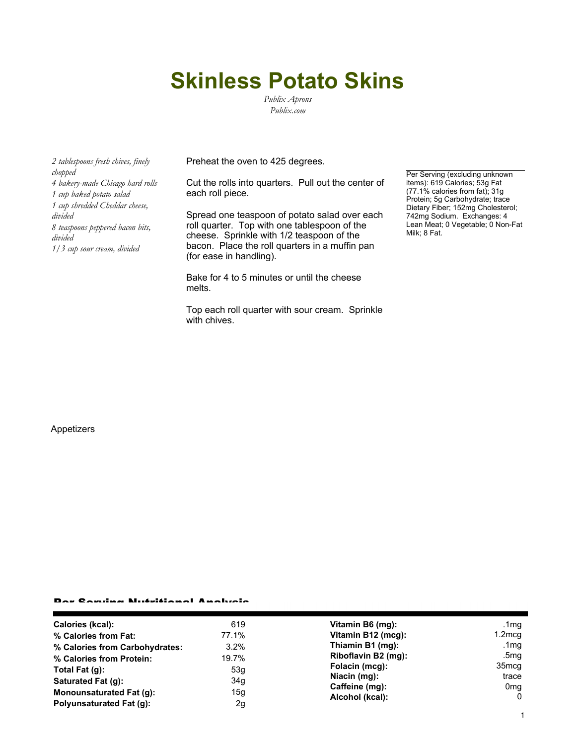# Skinless Potato Skins

*Publix Aprons*
*Publix.com*

*2 tablespoons fresh chives, finely chopped*
*4 bakery-made Chicago hard rolls*
*1 cup baked potato salad*
*1 cup shredded Cheddar cheese, divided*
*8 teaspoons peppered bacon bits, divided*
*1/3 cup sour cream, divided*

Preheat the oven to 425 degrees.

Cut the rolls into quarters. Pull out the center of each roll piece.

Spread one teaspoon of potato salad over each roll quarter. Top with one tablespoon of the cheese. Sprinkle with 1/2 teaspoon of the bacon. Place the roll quarters in a muffin pan (for ease in handling).

Bake for 4 to 5 minutes or until the cheese melts.

Top each roll quarter with sour cream. Sprinkle with chives.

Per Serving (excluding unknown items): 619 Calories; 53g Fat (77.1% calories from fat); 31g Protein; 5g Carbohydrate; trace Dietary Fiber; 152mg Cholesterol; 742mg Sodium. Exchanges: 4 Lean Meat; 0 Vegetable; 0 Non-Fat Milk; 8 Fat.

Appetizers

## Per Serving Nutritional Analysis

| | | | |
|---|---|---|---|
| **Calories (kcal):** | 619 | **Vitamin B6 (mg):** | .1mg |
| **% Calories from Fat:** | 77.1% | **Vitamin B12 (mcg):** | 1.2mcg |
| **% Calories from Carbohydrates:** | 3.2% | **Thiamin B1 (mg):** | .1mg |
| **% Calories from Protein:** | 19.7% | **Riboflavin B2 (mg):** | .5mg |
| **Total Fat (g):** | 53g | **Folacin (mcg):** | 35mcg |
| **Saturated Fat (g):** | 34g | **Niacin (mg):** | trace |
| **Monounsaturated Fat (g):** | 15g | **Caffeine (mg):** | 0mg |
| **Polyunsaturated Fat (g):** | 2g | **Alcohol (kcal):** | 0 |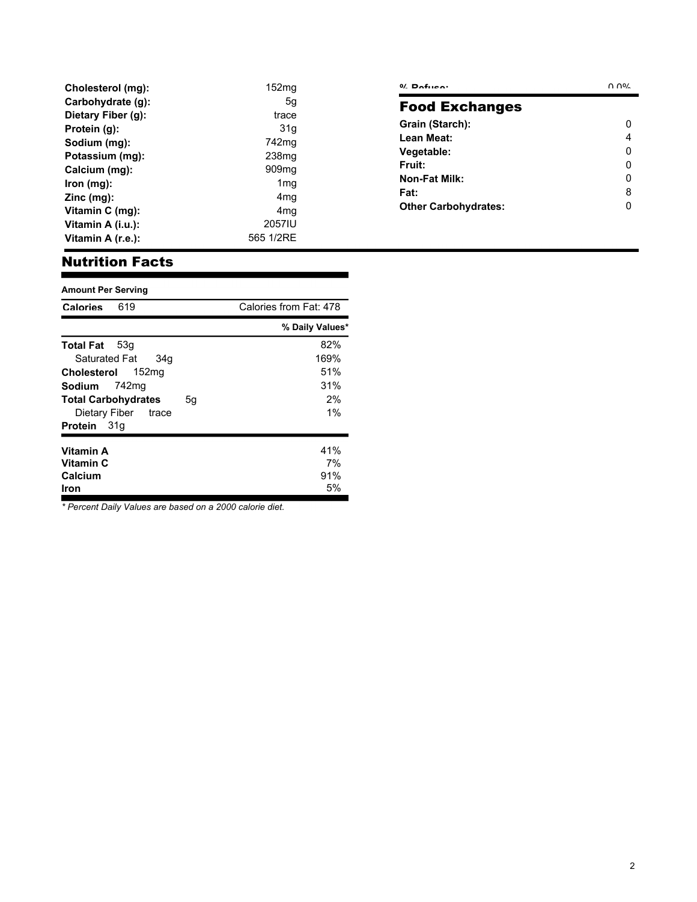| | |
|---|---|
| **Cholesterol (mg):** | 152mg |
| **Carbohydrate (g):** | 5g |
| **Dietary Fiber (g):** | trace |
| **Protein (g):** | 31g |
| **Sodium (mg):** | 742mg |
| **Potassium (mg):** | 238mg |
| **Calcium (mg):** | 909mg |
| **Iron (mg):** | 1mg |
| **Zinc (mg):** | 4mg |
| **Vitamin C (mg):** | 4mg |
| **Vitamin A (i.u.):** | 2057IU |
| **Vitamin A (r.e.):** | 565 1/2RE |

| | |
|---|---|
| **% Refuse:** | 0.0% |

## Food Exchanges

| | |
|---|---|
| **Grain (Starch):** | 0 |
| **Lean Meat:** | 4 |
| **Vegetable:** | 0 |
| **Fruit:** | 0 |
| **Non-Fat Milk:** | 0 |
| **Fat:** | 8 |
| **Other Carbohydrates:** | 0 |

## Nutrition Facts

**Amount Per Serving**

| | |
|---|---|
| **Calories** 619 | Calories from Fat: 478 |
| | **% Daily Values*** |
| **Total Fat** 53g | 82% |
| Saturated Fat 34g | 169% |
| **Cholesterol** 152mg | 51% |
| **Sodium** 742mg | 31% |
| **Total Carbohydrates** 5g | 2% |
| Dietary Fiber trace | 1% |
| **Protein** 31g | |
| **Vitamin A** | 41% |
| **Vitamin C** | 7% |
| **Calcium** | 91% |
| **Iron** | 5% |

*\* Percent Daily Values are based on a 2000 calorie diet.*